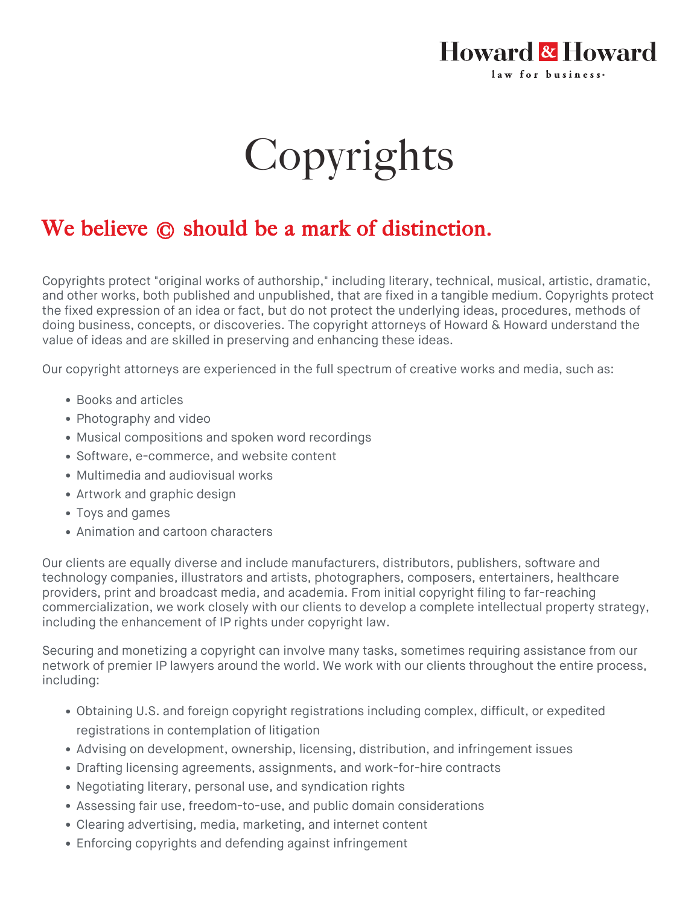Howard & Howard
law for business

# Copyrights

## We believe © should be a mark of distinction.

Copyrights protect "original works of authorship," including literary, technical, musical, artistic, dramatic, and other works, both published and unpublished, that are fixed in a tangible medium. Copyrights protect the fixed expression of an idea or fact, but do not protect the underlying ideas, procedures, methods of doing business, concepts, or discoveries. The copyright attorneys of Howard & Howard understand the value of ideas and are skilled in preserving and enhancing these ideas.

Our copyright attorneys are experienced in the full spectrum of creative works and media, such as:

- Books and articles
- Photography and video
- Musical compositions and spoken word recordings
- Software, e-commerce, and website content
- Multimedia and audiovisual works
- Artwork and graphic design
- Toys and games
- Animation and cartoon characters

Our clients are equally diverse and include manufacturers, distributors, publishers, software and technology companies, illustrators and artists, photographers, composers, entertainers, healthcare providers, print and broadcast media, and academia. From initial copyright filing to far-reaching commercialization, we work closely with our clients to develop a complete intellectual property strategy, including the enhancement of IP rights under copyright law.

Securing and monetizing a copyright can involve many tasks, sometimes requiring assistance from our network of premier IP lawyers around the world. We work with our clients throughout the entire process, including:

- Obtaining U.S. and foreign copyright registrations including complex, difficult, or expedited registrations in contemplation of litigation
- Advising on development, ownership, licensing, distribution, and infringement issues
- Drafting licensing agreements, assignments, and work-for-hire contracts
- Negotiating literary, personal use, and syndication rights
- Assessing fair use, freedom-to-use, and public domain considerations
- Clearing advertising, media, marketing, and internet content
- Enforcing copyrights and defending against infringement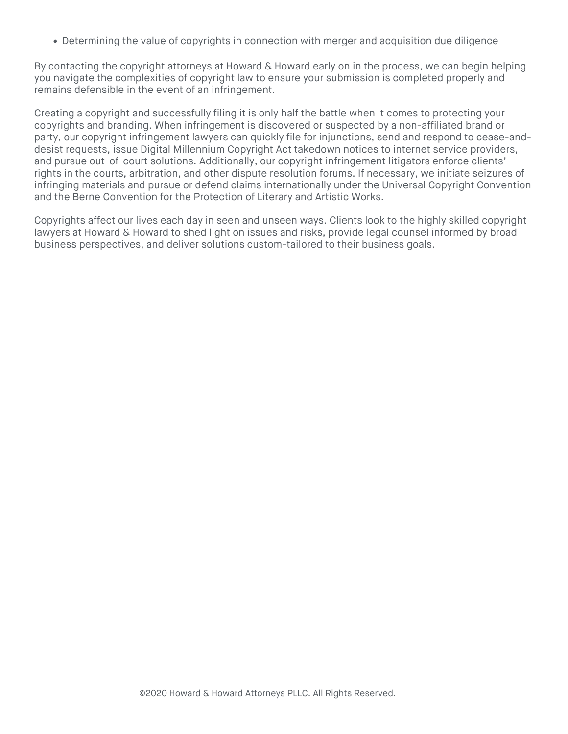- Determining the value of copyrights in connection with merger and acquisition due diligence

By contacting the copyright attorneys at Howard & Howard early on in the process, we can begin helping you navigate the complexities of copyright law to ensure your submission is completed properly and remains defensible in the event of an infringement.

Creating a copyright and successfully filing it is only half the battle when it comes to protecting your copyrights and branding. When infringement is discovered or suspected by a non-affiliated brand or party, our copyright infringement lawyers can quickly file for injunctions, send and respond to cease-and-desist requests, issue Digital Millennium Copyright Act takedown notices to internet service providers, and pursue out-of-court solutions. Additionally, our copyright infringement litigators enforce clients' rights in the courts, arbitration, and other dispute resolution forums. If necessary, we initiate seizures of infringing materials and pursue or defend claims internationally under the Universal Copyright Convention and the Berne Convention for the Protection of Literary and Artistic Works.

Copyrights affect our lives each day in seen and unseen ways. Clients look to the highly skilled copyright lawyers at Howard & Howard to shed light on issues and risks, provide legal counsel informed by broad business perspectives, and deliver solutions custom-tailored to their business goals.

©2020 Howard & Howard Attorneys PLLC. All Rights Reserved.